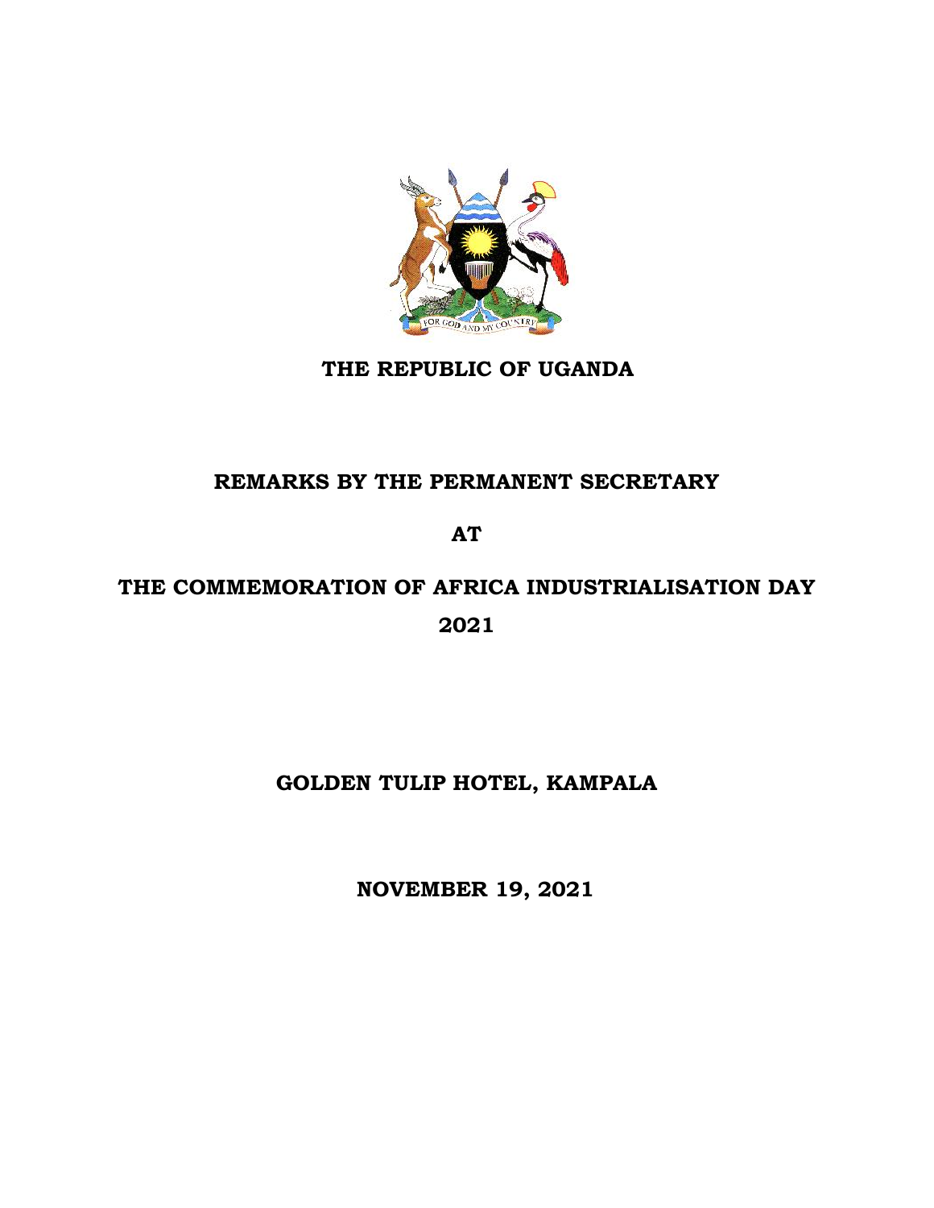**THE REPUBLIC OF UGANDA**

**REMARKS BY THE PERMANENT SECRETARY**

**AT**

**THE COMMEMORATION OF AFRICA INDUSTRIALISATION DAY 2021**

**GOLDEN TULIP HOTEL, KAMPALA**

**NOVEMBER 19, 2021**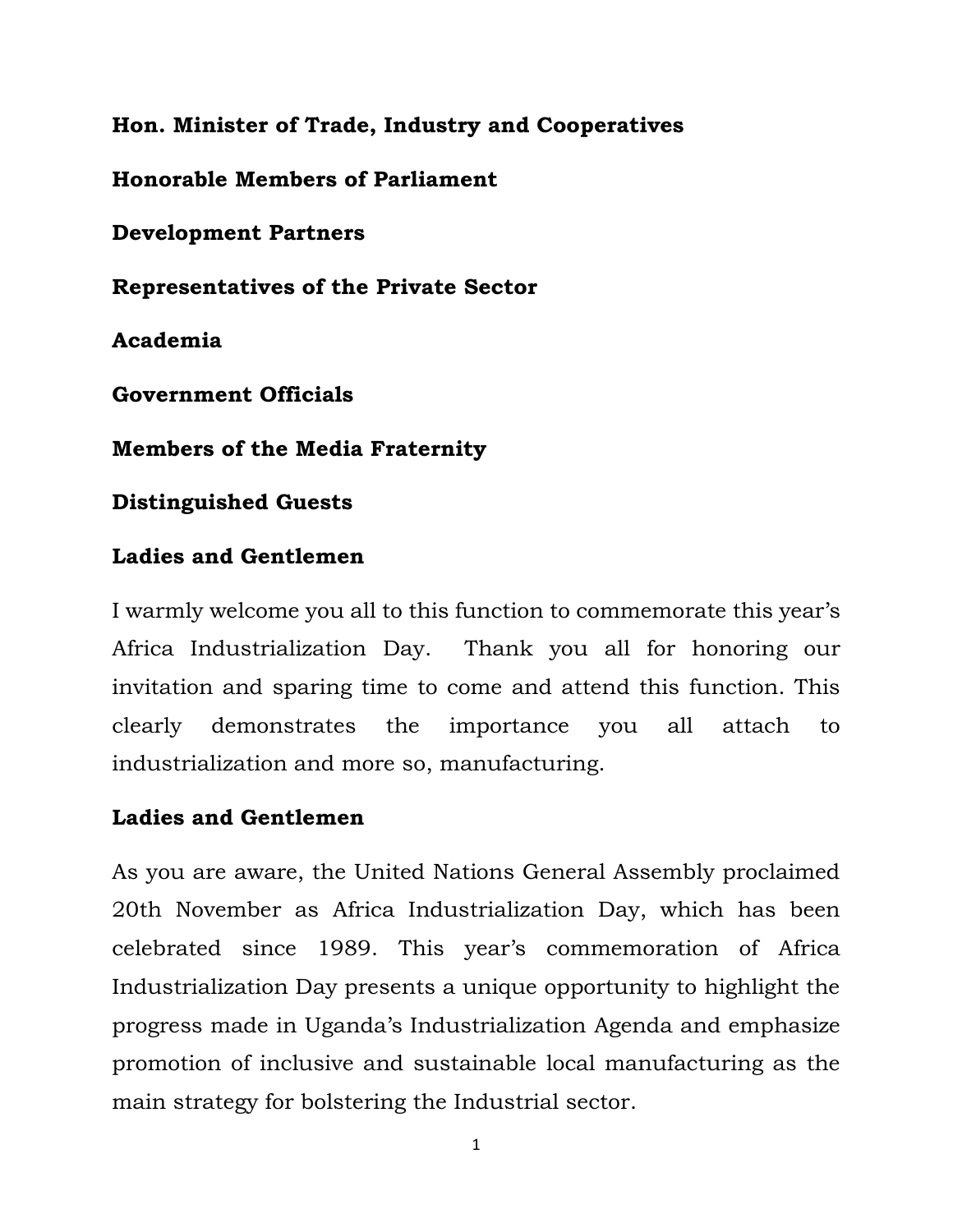**Hon. Minister of Trade, Industry and Cooperatives**

**Honorable Members of Parliament**

**Development Partners**

**Representatives of the Private Sector**

**Academia**

**Government Officials**

**Members of the Media Fraternity**

**Distinguished Guests**

**Ladies and Gentlemen**

I warmly welcome you all to this function to commemorate this year's Africa Industrialization Day. Thank you all for honoring our invitation and sparing time to come and attend this function. This clearly demonstrates the importance you all attach to industrialization and more so, manufacturing.

**Ladies and Gentlemen**

As you are aware, the United Nations General Assembly proclaimed 20th November as Africa Industrialization Day, which has been celebrated since 1989. This year's commemoration of Africa Industrialization Day presents a unique opportunity to highlight the progress made in Uganda's Industrialization Agenda and emphasize promotion of inclusive and sustainable local manufacturing as the main strategy for bolstering the Industrial sector.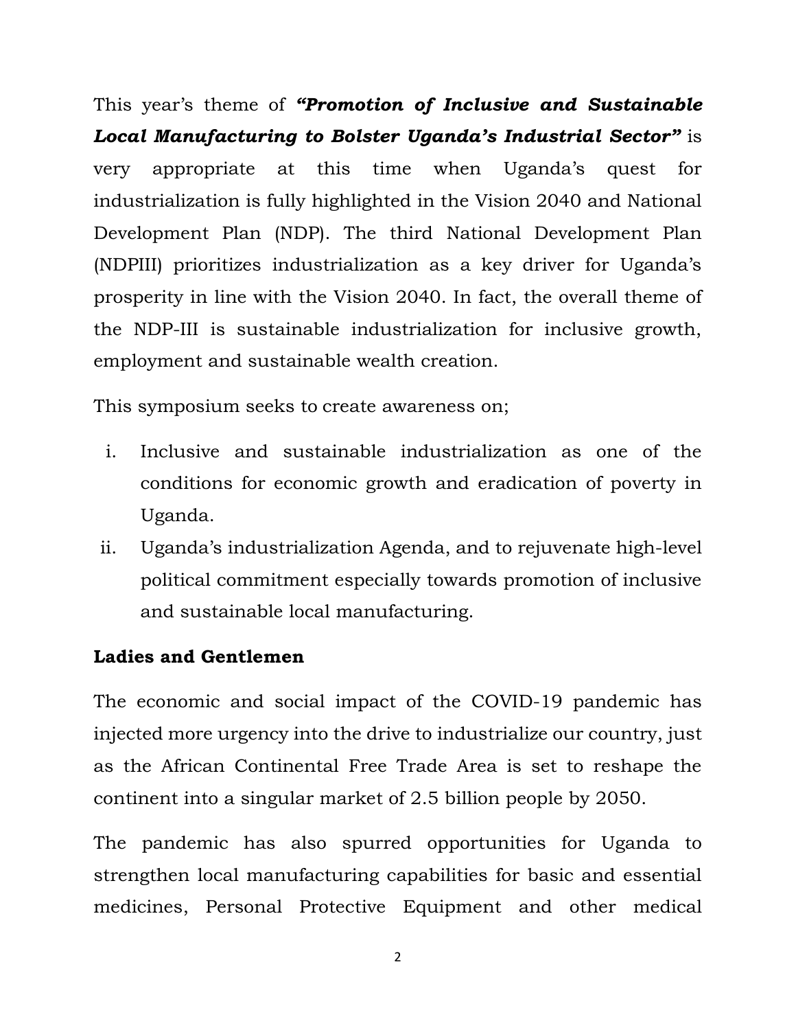This year's theme of ***"Promotion of Inclusive and Sustainable Local Manufacturing to Bolster Uganda's Industrial Sector"*** is very appropriate at this time when Uganda's quest for industrialization is fully highlighted in the Vision 2040 and National Development Plan (NDP). The third National Development Plan (NDPIII) prioritizes industrialization as a key driver for Uganda's prosperity in line with the Vision 2040. In fact, the overall theme of the NDP-III is sustainable industrialization for inclusive growth, employment and sustainable wealth creation.

This symposium seeks to create awareness on;

i. Inclusive and sustainable industrialization as one of the conditions for economic growth and eradication of poverty in Uganda.
ii. Uganda's industrialization Agenda, and to rejuvenate high-level political commitment especially towards promotion of inclusive and sustainable local manufacturing.

**Ladies and Gentlemen**

The economic and social impact of the COVID-19 pandemic has injected more urgency into the drive to industrialize our country, just as the African Continental Free Trade Area is set to reshape the continent into a singular market of 2.5 billion people by 2050.

The pandemic has also spurred opportunities for Uganda to strengthen local manufacturing capabilities for basic and essential medicines, Personal Protective Equipment and other medical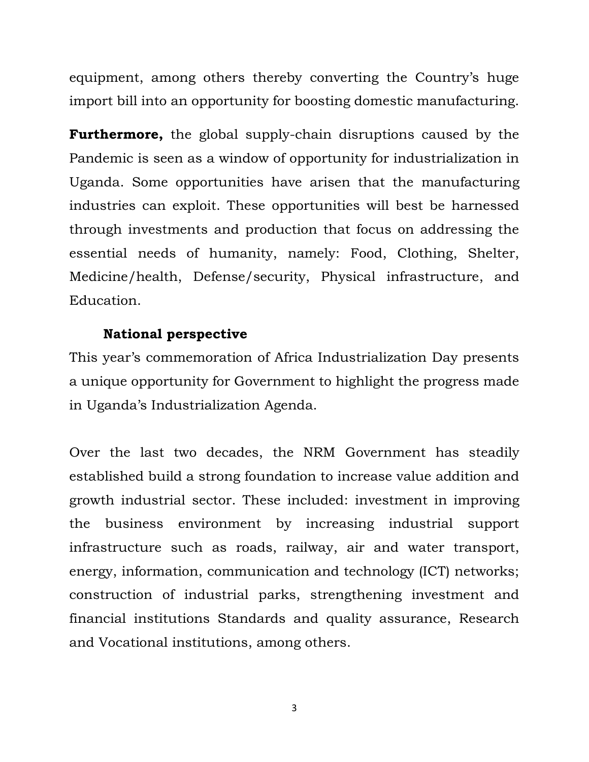equipment, among others thereby converting the Country's huge import bill into an opportunity for boosting domestic manufacturing.

**Furthermore,** the global supply-chain disruptions caused by the Pandemic is seen as a window of opportunity for industrialization in Uganda. Some opportunities have arisen that the manufacturing industries can exploit. These opportunities will best be harnessed through investments and production that focus on addressing the essential needs of humanity, namely: Food, Clothing, Shelter, Medicine/health, Defense/security, Physical infrastructure, and Education.

**National perspective**

This year's commemoration of Africa Industrialization Day presents a unique opportunity for Government to highlight the progress made in Uganda's Industrialization Agenda.

Over the last two decades, the NRM Government has steadily established build a strong foundation to increase value addition and growth industrial sector. These included: investment in improving the business environment by increasing industrial support infrastructure such as roads, railway, air and water transport, energy, information, communication and technology (ICT) networks; construction of industrial parks, strengthening investment and financial institutions Standards and quality assurance, Research and Vocational institutions, among others.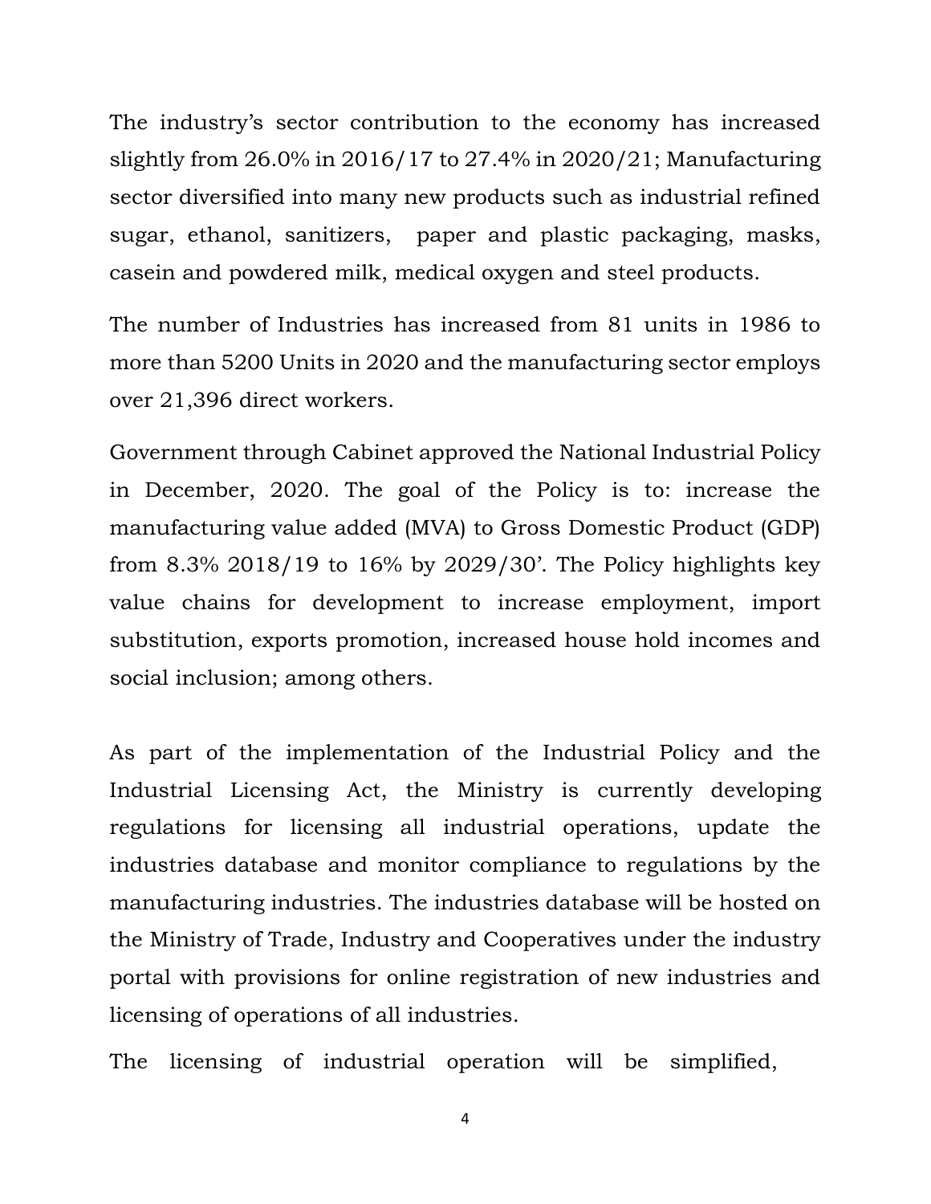The industry's sector contribution to the economy has increased slightly from 26.0% in 2016/17 to 27.4% in 2020/21; Manufacturing sector diversified into many new products such as industrial refined sugar, ethanol, sanitizers, paper and plastic packaging, masks, casein and powdered milk, medical oxygen and steel products.

The number of Industries has increased from 81 units in 1986 to more than 5200 Units in 2020 and the manufacturing sector employs over 21,396 direct workers.

Government through Cabinet approved the National Industrial Policy in December, 2020. The goal of the Policy is to: increase the manufacturing value added (MVA) to Gross Domestic Product (GDP) from 8.3% 2018/19 to 16% by 2029/30'. The Policy highlights key value chains for development to increase employment, import substitution, exports promotion, increased house hold incomes and social inclusion; among others.

As part of the implementation of the Industrial Policy and the Industrial Licensing Act, the Ministry is currently developing regulations for licensing all industrial operations, update the industries database and monitor compliance to regulations by the manufacturing industries. The industries database will be hosted on the Ministry of Trade, Industry and Cooperatives under the industry portal with provisions for online registration of new industries and licensing of operations of all industries.

The licensing of industrial operation will be simplified,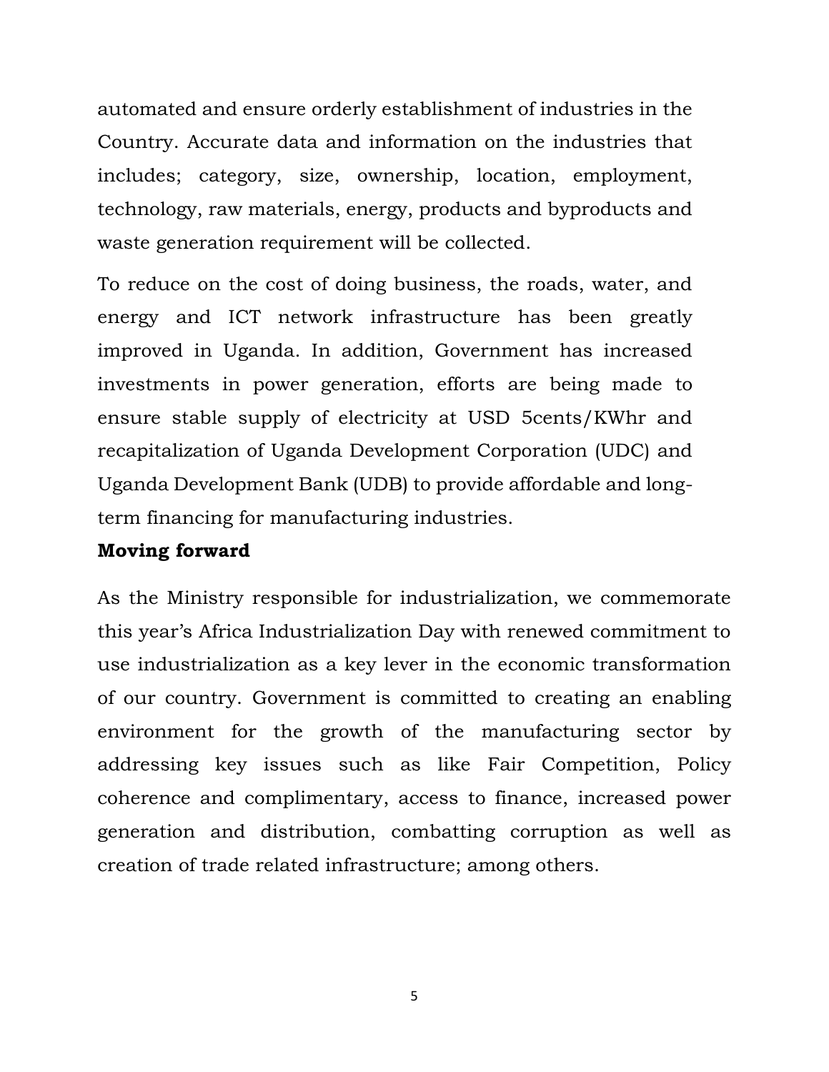automated and ensure orderly establishment of industries in the Country. Accurate data and information on the industries that includes; category, size, ownership, location, employment, technology, raw materials, energy, products and byproducts and waste generation requirement will be collected.

To reduce on the cost of doing business, the roads, water, and energy and ICT network infrastructure has been greatly improved in Uganda. In addition, Government has increased investments in power generation, efforts are being made to ensure stable supply of electricity at USD 5cents/KWhr and recapitalization of Uganda Development Corporation (UDC) and Uganda Development Bank (UDB) to provide affordable and long-term financing for manufacturing industries.

**Moving forward**

As the Ministry responsible for industrialization, we commemorate this year's Africa Industrialization Day with renewed commitment to use industrialization as a key lever in the economic transformation of our country. Government is committed to creating an enabling environment for the growth of the manufacturing sector by addressing key issues such as like Fair Competition, Policy coherence and complimentary, access to finance, increased power generation and distribution, combatting corruption as well as creation of trade related infrastructure; among others.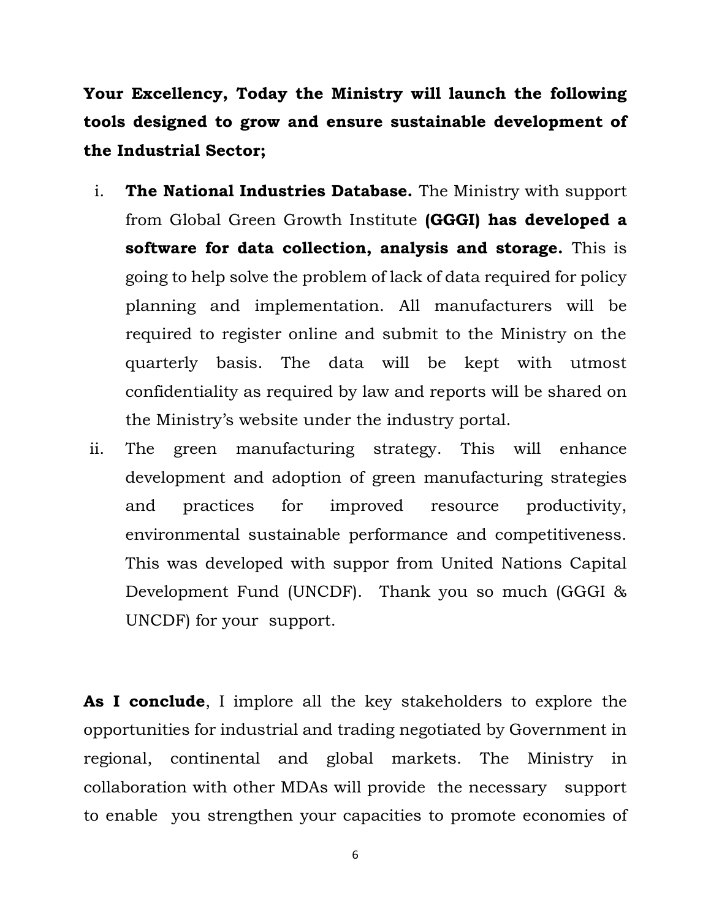**Your Excellency, Today the Ministry will launch the following tools designed to grow and ensure sustainable development of the Industrial Sector;**

i. **The National Industries Database.** The Ministry with support from Global Green Growth Institute **(GGGI) has developed a software for data collection, analysis and storage.** This is going to help solve the problem of lack of data required for policy planning and implementation. All manufacturers will be required to register online and submit to the Ministry on the quarterly basis. The data will be kept with utmost confidentiality as required by law and reports will be shared on the Ministry's website under the industry portal.

ii. The green manufacturing strategy. This will enhance development and adoption of green manufacturing strategies and practices for improved resource productivity, environmental sustainable performance and competitiveness. This was developed with suppor from United Nations Capital Development Fund (UNCDF). Thank you so much (GGGI & UNCDF) for your support.

**As I conclude**, I implore all the key stakeholders to explore the opportunities for industrial and trading negotiated by Government in regional, continental and global markets. The Ministry in collaboration with other MDAs will provide the necessary support to enable you strengthen your capacities to promote economies of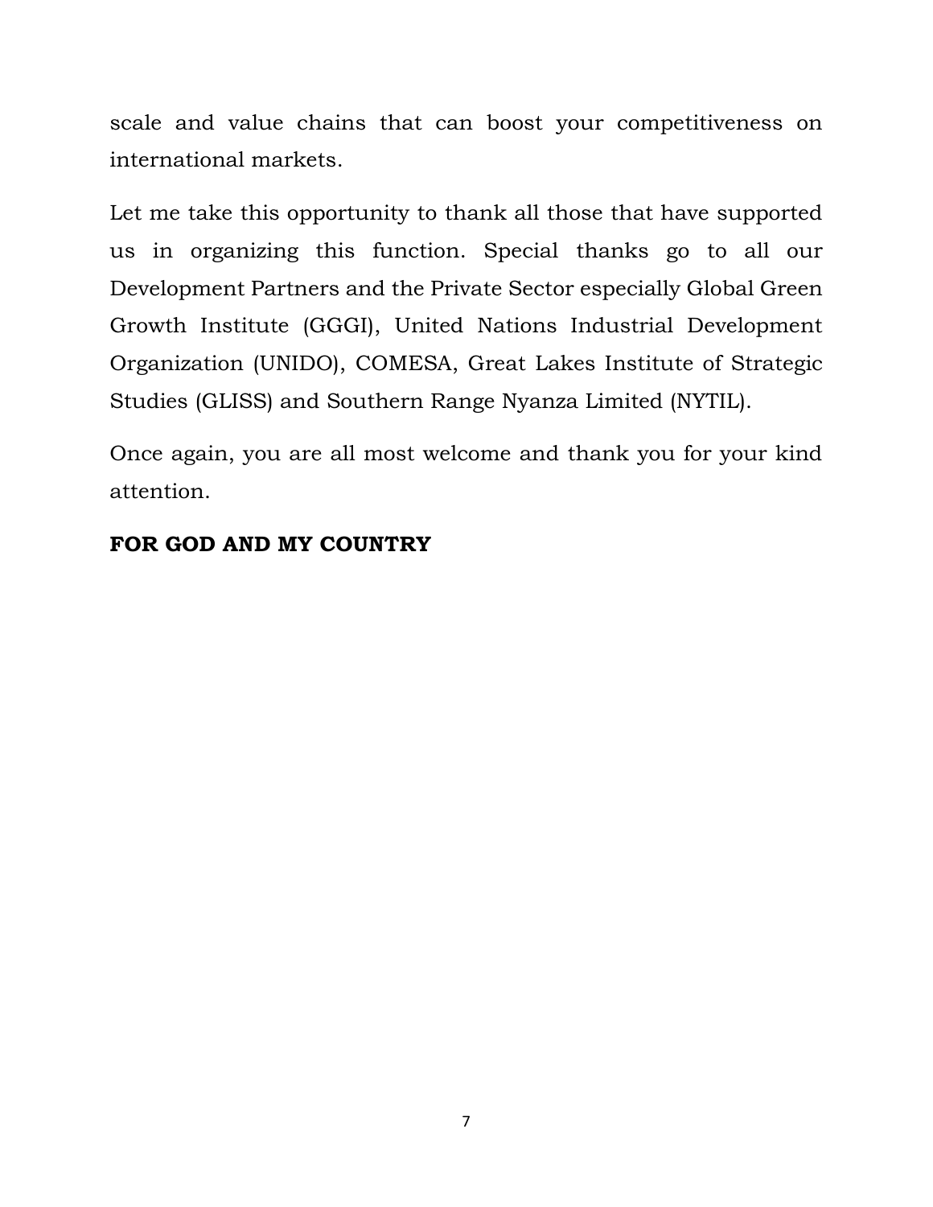scale and value chains that can boost your competitiveness on international markets.

Let me take this opportunity to thank all those that have supported us in organizing this function. Special thanks go to all our Development Partners and the Private Sector especially Global Green Growth Institute (GGGI), United Nations Industrial Development Organization (UNIDO), COMESA, Great Lakes Institute of Strategic Studies (GLISS) and Southern Range Nyanza Limited (NYTIL).

Once again, you are all most welcome and thank you for your kind attention.

**FOR GOD AND MY COUNTRY**